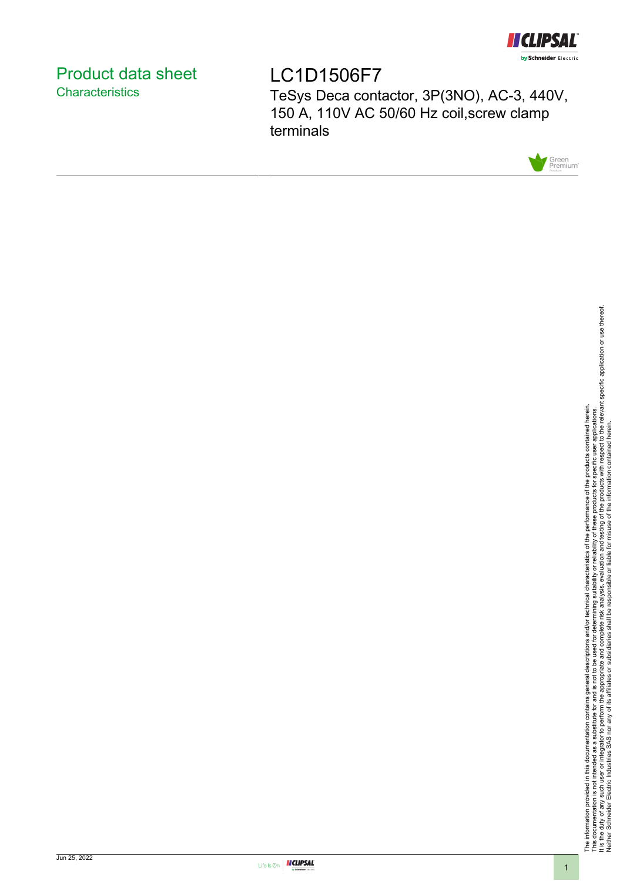# Product data sheet

## Characteristics

# LC1D1506F7

TeSys Deca contactor, 3P(3NO), AC-3, 440V, 150 A, 110V AC 50/60 Hz coil,screw clamp terminals

The information provided in this documentation contains general descriptions and/or technical characteristics of the performance of the products contained herein.
This documentation is not intended as a substitute for and is not to be used for determining suitability or reliability of these products for specific user applications.
It is the duty of any such user or integrator to perform the appropriate and complete risk analysis, evaluation and testing of the products with respect to the relevant specific application or use thereof.
Neither Schneider Electric Industries SAS nor any of its affiliates or subsidiaries shall be responsible or liable for misuse of the information contained herein.

Jun 25, 2022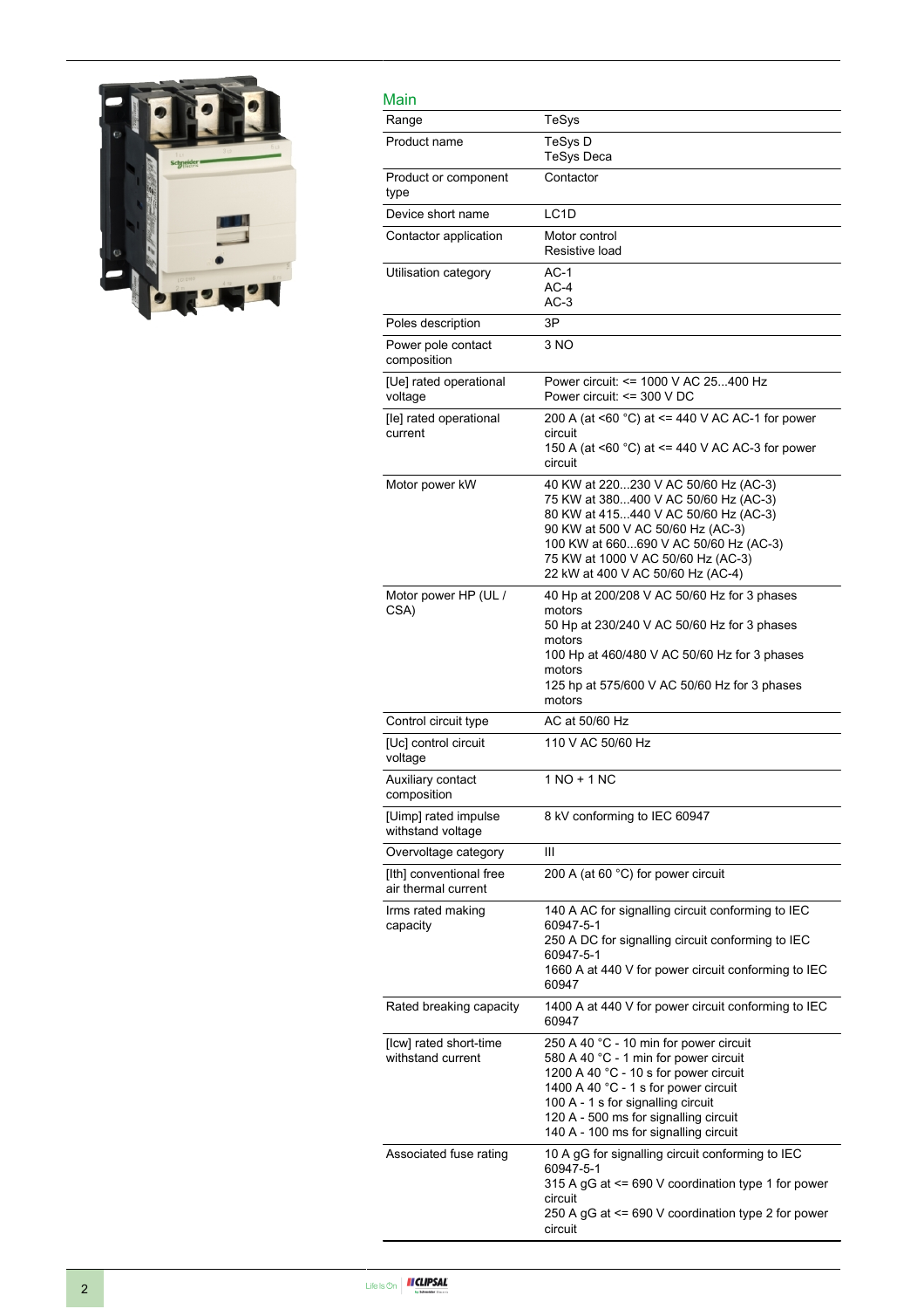## Main

| | |
|---|---|
| Range | TeSys |
| Product name | TeSys D<br>TeSys Deca |
| Product or component type | Contactor |
| Device short name | LC1D |
| Contactor application | Motor control<br>Resistive load |
| Utilisation category | AC-1<br>AC-4<br>AC-3 |
| Poles description | 3P |
| Power pole contact composition | 3 NO |
| [Ue] rated operational voltage | Power circuit: <= 1000 V AC 25...400 Hz<br>Power circuit: <= 300 V DC |
| [Ie] rated operational current | 200 A (at <60 °C) at <= 440 V AC AC-1 for power circuit<br>150 A (at <60 °C) at <= 440 V AC AC-3 for power circuit |
| Motor power kW | 40 KW at 220...230 V AC 50/60 Hz (AC-3)<br>75 KW at 380...400 V AC 50/60 Hz (AC-3)<br>80 KW at 415...440 V AC 50/60 Hz (AC-3)<br>90 KW at 500 V AC 50/60 Hz (AC-3)<br>100 KW at 660...690 V AC 50/60 Hz (AC-3)<br>75 KW at 1000 V AC 50/60 Hz (AC-3)<br>22 kW at 400 V AC 50/60 Hz (AC-4) |
| Motor power HP (UL / CSA) | 40 Hp at 200/208 V AC 50/60 Hz for 3 phases motors<br>50 Hp at 230/240 V AC 50/60 Hz for 3 phases motors<br>100 Hp at 460/480 V AC 50/60 Hz for 3 phases motors<br>125 hp at 575/600 V AC 50/60 Hz for 3 phases motors |
| Control circuit type | AC at 50/60 Hz |
| [Uc] control circuit voltage | 110 V AC 50/60 Hz |
| Auxiliary contact composition | 1 NO + 1 NC |
| [Uimp] rated impulse withstand voltage | 8 kV conforming to IEC 60947 |
| Overvoltage category | III |
| [Ith] conventional free air thermal current | 200 A (at 60 °C) for power circuit |
| Irms rated making capacity | 140 A AC for signalling circuit conforming to IEC 60947-5-1<br>250 A DC for signalling circuit conforming to IEC 60947-5-1<br>1660 A at 440 V for power circuit conforming to IEC 60947 |
| Rated breaking capacity | 1400 A at 440 V for power circuit conforming to IEC 60947 |
| [Icw] rated short-time withstand current | 250 A 40 °C - 10 min for power circuit<br>580 A 40 °C - 1 min for power circuit<br>1200 A 40 °C - 10 s for power circuit<br>1400 A 40 °C - 1 s for power circuit<br>100 A - 1 s for signalling circuit<br>120 A - 500 ms for signalling circuit<br>140 A - 100 ms for signalling circuit |
| Associated fuse rating | 10 A gG for signalling circuit conforming to IEC 60947-5-1<br>315 A gG at <= 690 V coordination type 1 for power circuit<br>250 A gG at <= 690 V coordination type 2 for power circuit |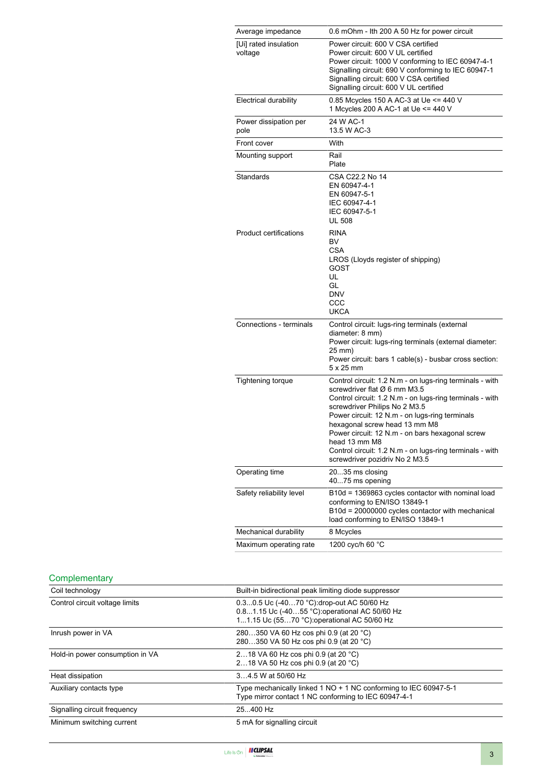| | |
|---|---|
| Average impedance | 0.6 mOhm - Ith 200 A 50 Hz for power circuit |
| [Ui] rated insulation voltage | Power circuit: 600 V CSA certified<br>Power circuit: 600 V UL certified<br>Power circuit: 1000 V conforming to IEC 60947-4-1<br>Signalling circuit: 690 V conforming to IEC 60947-1<br>Signalling circuit: 600 V CSA certified<br>Signalling circuit: 600 V UL certified |
| Electrical durability | 0.85 Mcycles 150 A AC-3 at Ue <= 440 V<br>1 Mcycles 200 A AC-1 at Ue <= 440 V |
| Power dissipation per pole | 24 W AC-1<br>13.5 W AC-3 |
| Front cover | With |
| Mounting support | Rail<br>Plate |
| Standards | CSA C22.2 No 14<br>EN 60947-4-1<br>EN 60947-5-1<br>IEC 60947-4-1<br>IEC 60947-5-1<br>UL 508 |
| Product certifications | RINA<br>BV<br>CSA<br>LROS (Lloyds register of shipping)<br>GOST<br>UL<br>GL<br>DNV<br>CCC<br>UKCA |
| Connections - terminals | Control circuit: lugs-ring terminals (external diameter: 8 mm)<br>Power circuit: lugs-ring terminals (external diameter: 25 mm)<br>Power circuit: bars 1 cable(s) - busbar cross section: 5 x 25 mm |
| Tightening torque | Control circuit: 1.2 N.m - on lugs-ring terminals - with screwdriver flat Ø 6 mm M3.5<br>Control circuit: 1.2 N.m - on lugs-ring terminals - with screwdriver Philips No 2 M3.5<br>Power circuit: 12 N.m - on lugs-ring terminals hexagonal screw head 13 mm M8<br>Power circuit: 12 N.m - on bars hexagonal screw head 13 mm M8<br>Control circuit: 1.2 N.m - on lugs-ring terminals - with screwdriver pozidriv No 2 M3.5 |
| Operating time | 20...35 ms closing<br>40...75 ms opening |
| Safety reliability level | B10d = 1369863 cycles contactor with nominal load conforming to EN/ISO 13849-1<br>B10d = 20000000 cycles contactor with mechanical load conforming to EN/ISO 13849-1 |
| Mechanical durability | 8 Mcycles |
| Maximum operating rate | 1200 cyc/h 60 °C |

## Complementary

| | |
|---|---|
| Coil technology | Built-in bidirectional peak limiting diode suppressor |
| Control circuit voltage limits | 0.3...0.5 Uc (-40…70 °C):drop-out AC 50/60 Hz<br>0.8...1.15 Uc (-40…55 °C):operational AC 50/60 Hz<br>1...1.15 Uc (55…70 °C):operational AC 50/60 Hz |
| Inrush power in VA | 280…350 VA 60 Hz cos phi 0.9 (at 20 °C)<br>280…350 VA 50 Hz cos phi 0.9 (at 20 °C) |
| Hold-in power consumption in VA | 2…18 VA 60 Hz cos phi 0.9 (at 20 °C)<br>2…18 VA 50 Hz cos phi 0.9 (at 20 °C) |
| Heat dissipation | 3…4.5 W at 50/60 Hz |
| Auxiliary contacts type | Type mechanically linked 1 NO + 1 NC conforming to IEC 60947-5-1<br>Type mirror contact 1 NC conforming to IEC 60947-4-1 |
| Signalling circuit frequency | 25...400 Hz |
| Minimum switching current | 5 mA for signalling circuit |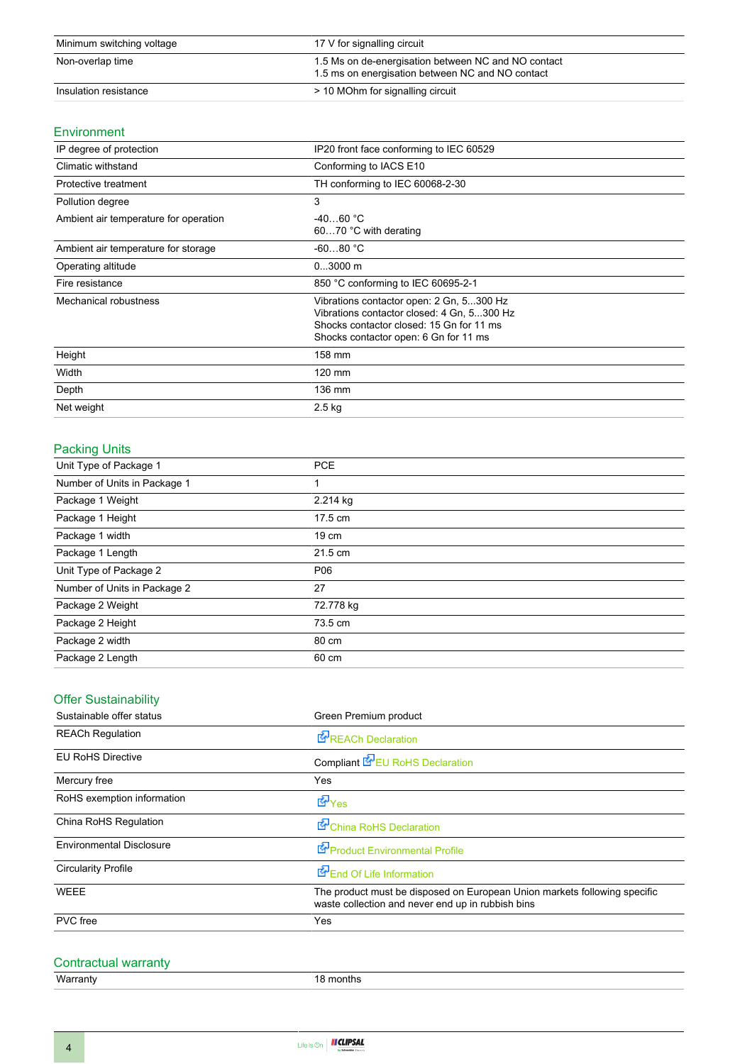| | |
|---|---|
| Minimum switching voltage | 17 V for signalling circuit |
| Non-overlap time | 1.5 Ms on de-energisation between NC and NO contact<br>1.5 ms on energisation between NC and NO contact |
| Insulation resistance | > 10 MOhm for signalling circuit |

## Environment

| | |
|---|---|
| IP degree of protection | IP20 front face conforming to IEC 60529 |
| Climatic withstand | Conforming to IACS E10 |
| Protective treatment | TH conforming to IEC 60068-2-30 |
| Pollution degree | 3 |
| Ambient air temperature for operation | -40…60 °C<br>60…70 °C with derating |
| Ambient air temperature for storage | -60…80 °C |
| Operating altitude | 0...3000 m |
| Fire resistance | 850 °C conforming to IEC 60695-2-1 |
| Mechanical robustness | Vibrations contactor open: 2 Gn, 5...300 Hz<br>Vibrations contactor closed: 4 Gn, 5...300 Hz<br>Shocks contactor closed: 15 Gn for 11 ms<br>Shocks contactor open: 6 Gn for 11 ms |
| Height | 158 mm |
| Width | 120 mm |
| Depth | 136 mm |
| Net weight | 2.5 kg |

## Packing Units

| | |
|---|---|
| Unit Type of Package 1 | PCE |
| Number of Units in Package 1 | 1 |
| Package 1 Weight | 2.214 kg |
| Package 1 Height | 17.5 cm |
| Package 1 width | 19 cm |
| Package 1 Length | 21.5 cm |
| Unit Type of Package 2 | P06 |
| Number of Units in Package 2 | 27 |
| Package 2 Weight | 72.778 kg |
| Package 2 Height | 73.5 cm |
| Package 2 width | 80 cm |
| Package 2 Length | 60 cm |

## Offer Sustainability

| | |
|---|---|
| Sustainable offer status | Green Premium product |
| REACh Regulation | REACh Declaration |
| EU RoHS Directive | Compliant EU RoHS Declaration |
| Mercury free | Yes |
| RoHS exemption information | Yes |
| China RoHS Regulation | China RoHS Declaration |
| Environmental Disclosure | Product Environmental Profile |
| Circularity Profile | End Of Life Information |
| WEEE | The product must be disposed on European Union markets following specific waste collection and never end up in rubbish bins |
| PVC free | Yes |

## Contractual warranty

| | |
|---|---|
| Warranty | 18 months |